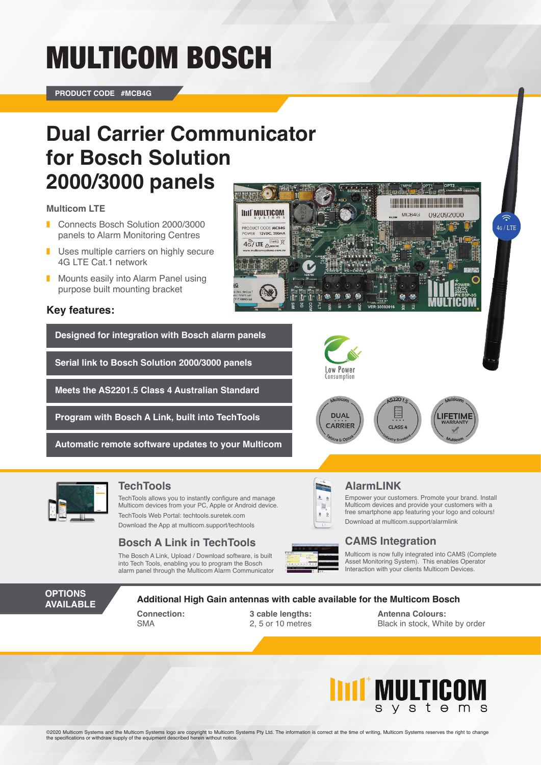# MULTICOM BOSCH

**PRODUCT CODE #MCB4G**

## Dual Carrier Communicator for Bosch Solution 2000/3000 panels

### Multicom LTE

- Connects Bosch Solution 2000/3000 panels to Alarm Monitoring Centres
- Uses multiple carriers on highly secure 4G LTE Cat.1 network
- Mounts easily into Alarm Panel using purpose built mounting bracket

### Key features:

- **Designed for integration with Bosch alarm panels**
- **Serial link to Bosch Solution 2000/3000 panels**
- **Meets the AS2201.5 Class 4 Australian Standard**
- **Program with Bosch A Link, built into TechTools**
- **Automatic remote software updates to your Multicom**

Low Power Consumption

DUAL CARRIER — Telstra & Optus

AS2201.5 CLASS 4 — Industry Standard

LIFETIME WARRANTY — Multicom

### TechTools

TechTools allows you to instantly configure and manage Multicom devices from your PC, Apple or Android device.

TechTools Web Portal: techtools.suretek.com

Download the App at multicom.support/techtools

### Bosch A Link in TechTools

The Bosch A Link, Upload / Download software, is built into Tech Tools, enabling you to program the Bosch alarm panel through the Multicom Alarm Communicator

### AlarmLINK

Empower your customers. Promote your brand. Install Multicom devices and provide your customers with a free smartphone app featuring your logo and colours!

Download at multicom.support/alarmlink

### CAMS Integration

Multicom is now fully integrated into CAMS (Complete Asset Monitoring System). This enables Operator Interaction with your clients Multicom Devices.

### OPTIONS AVAILABLE

**Additional High Gain antennas with cable available for the Multicom Bosch**

**Connection:**
SMA

**3 cable lengths:**
2, 5 or 10 metres

**Antenna Colours:**
Black in stock, White by order

MULTICOM systems

©2020 Multicom Systems and the Multicom Systems logo are copyright to Multicom Systems Pty Ltd. The information is correct at the time of writing, Multicom Systems reserves the right to change the specifications or withdraw supply of the equipment described herein without notice.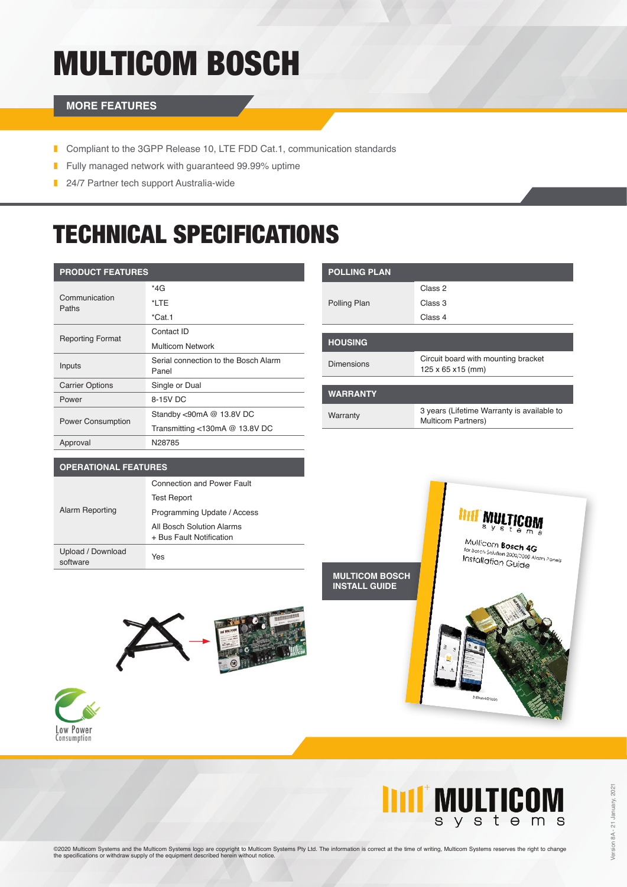# MULTICOM BOSCH

## MORE FEATURES

- Compliant to the 3GPP Release 10, LTE FDD Cat.1, communication standards
- Fully managed network with guaranteed 99.99% uptime
- 24/7 Partner tech support Australia-wide

# TECHNICAL SPECIFICATIONS

| PRODUCT FEATURES | |
|---|---|
| Communication Paths | *4G<br>*LTE<br>*Cat.1 |
| Reporting Format | Contact ID<br>Multicom Network |
| Inputs | Serial connection to the Bosch Alarm Panel |
| Carrier Options | Single or Dual |
| Power | 8-15V DC |
| Power Consumption | Standby <90mA @ 13.8V DC<br>Transmitting <130mA @ 13.8V DC |
| Approval | N28785 |

| OPERATIONAL FEATURES | |
|---|---|
| Alarm Reporting | Connection and Power Fault<br>Test Report<br>Programming Update / Access<br>All Bosch Solution Alarms + Bus Fault Notification |
| Upload / Download software | Yes |

| POLLING PLAN | |
|---|---|
| Polling Plan | Class 2<br>Class 3<br>Class 4 |

| HOUSING | |
|---|---|
| Dimensions | Circuit board with mounting bracket<br>125 x 65 x15 (mm) |

| WARRANTY | |
|---|---|
| Warranty | 3 years (Lifetime Warranty is available to Multicom Partners) |

**MULTICOM BOSCH INSTALL GUIDE**

Low Power Consumption

©2020 Multicom Systems and the Multicom Systems logo are copyright to Multicom Systems Pty Ltd. The information is correct at the time of writing, Multicom Systems reserves the right to change the specifications or withdraw supply of the equipment described herein without notice.

Version 8A - 21 January, 2021